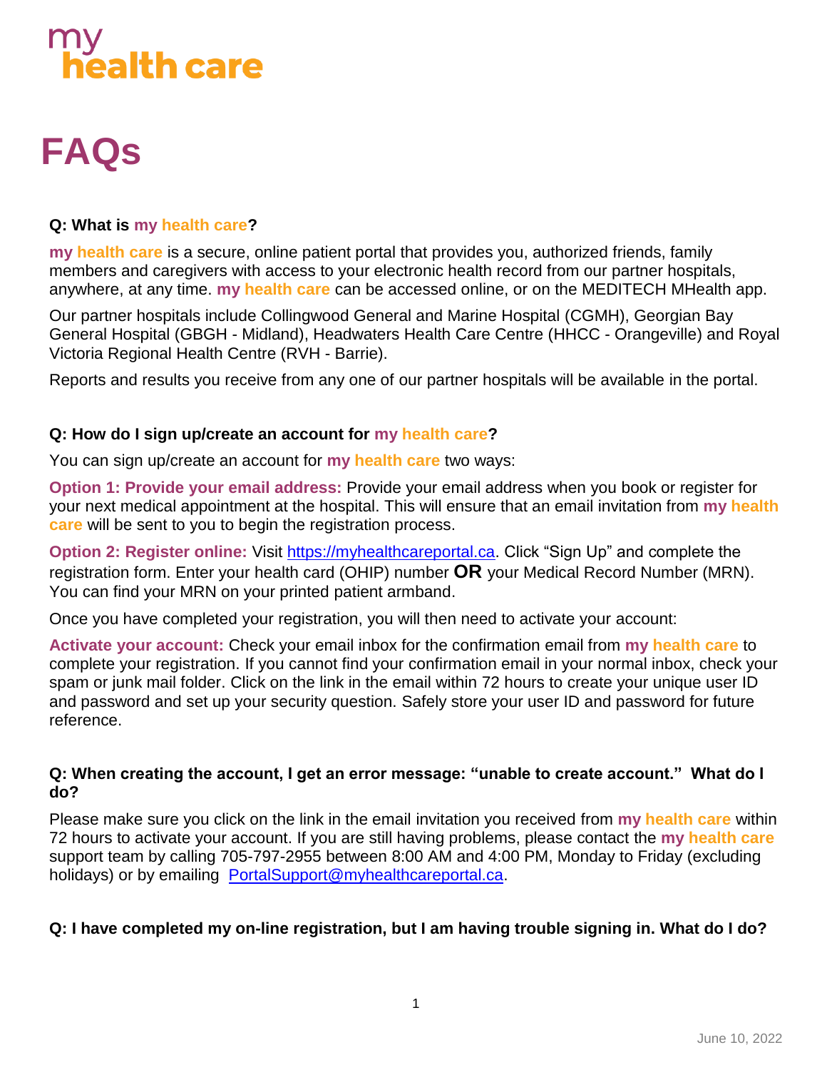# my health care

# FAQs

**Q: What is my health care?**

**my health care** is a secure, online patient portal that provides you, authorized friends, family members and caregivers with access to your electronic health record from our partner hospitals, anywhere, at any time. **my health care** can be accessed online, or on the MEDITECH MHealth app.

Our partner hospitals include Collingwood General and Marine Hospital (CGMH), Georgian Bay General Hospital (GBGH - Midland), Headwaters Health Care Centre (HHCC - Orangeville) and Royal Victoria Regional Health Centre (RVH - Barrie).

Reports and results you receive from any one of our partner hospitals will be available in the portal.

**Q: How do I sign up/create an account for my health care?**

You can sign up/create an account for **my health care** two ways:

**Option 1: Provide your email address:** Provide your email address when you book or register for your next medical appointment at the hospital. This will ensure that an email invitation from **my health care** will be sent to you to begin the registration process.

**Option 2: Register online:** Visit https://myhealthcareportal.ca. Click "Sign Up" and complete the registration form. Enter your health card (OHIP) number **OR** your Medical Record Number (MRN). You can find your MRN on your printed patient armband.

Once you have completed your registration, you will then need to activate your account:

**Activate your account:** Check your email inbox for the confirmation email from **my health care** to complete your registration. If you cannot find your confirmation email in your normal inbox, check your spam or junk mail folder. Click on the link in the email within 72 hours to create your unique user ID and password and set up your security question. Safely store your user ID and password for future reference.

**Q: When creating the account, I get an error message: "unable to create account." What do I do?**

Please make sure you click on the link in the email invitation you received from **my health care** within 72 hours to activate your account. If you are still having problems, please contact the **my health care** support team by calling 705-797-2955 between 8:00 AM and 4:00 PM, Monday to Friday (excluding holidays) or by emailing PortalSupport@myhealthcareportal.ca.

**Q: I have completed my on-line registration, but I am having trouble signing in. What do I do?**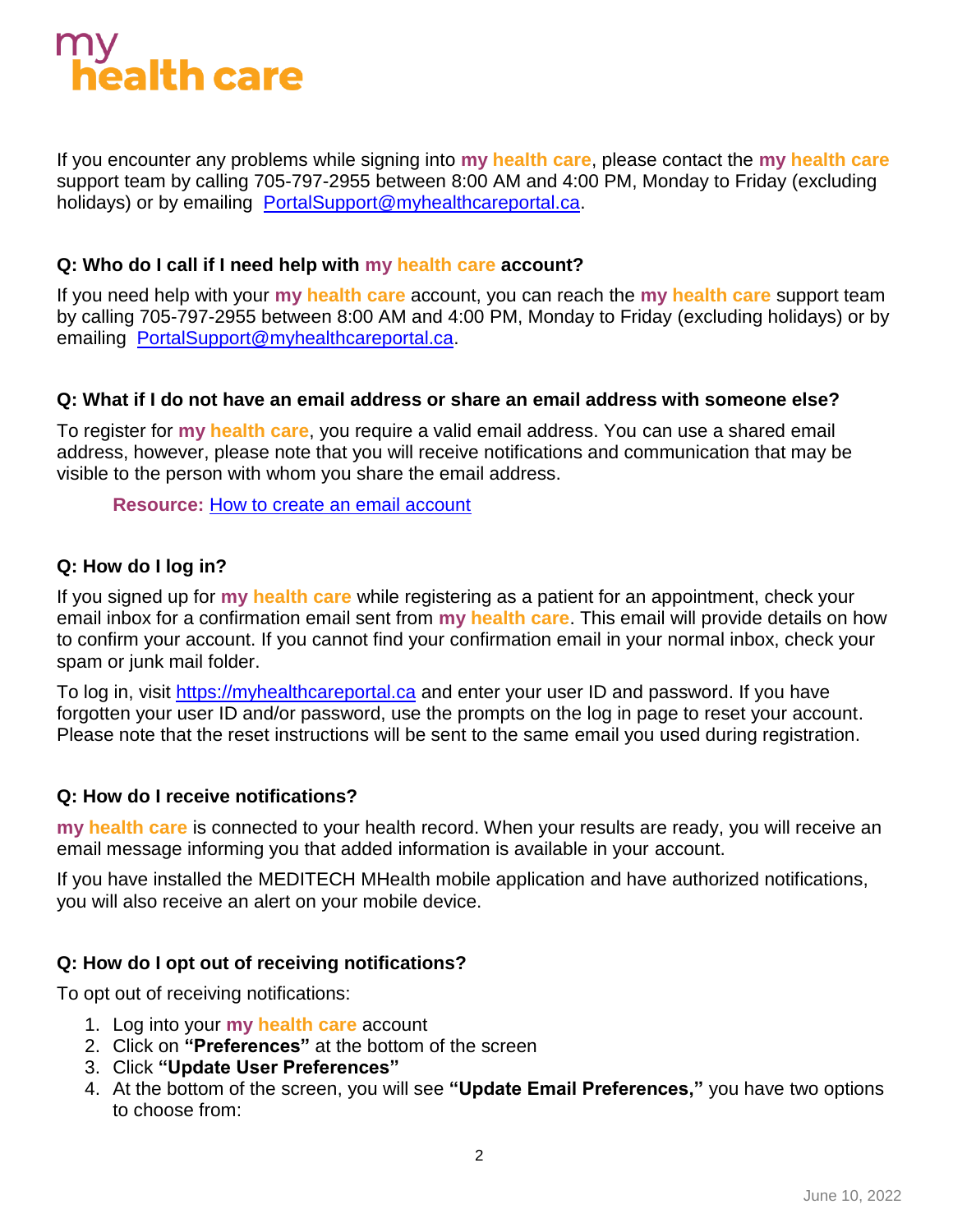# my health care

If you encounter any problems while signing into **my health care**, please contact the **my health care** support team by calling 705-797-2955 between 8:00 AM and 4:00 PM, Monday to Friday (excluding holidays) or by emailing [PortalSupport@myhealthcareportal.ca](mailto:PortalSupport@myhealthcareportal.ca).

### Q: Who do I call if I need help with my health care account?

If you need help with your **my health care** account, you can reach the **my health care** support team by calling 705-797-2955 between 8:00 AM and 4:00 PM, Monday to Friday (excluding holidays) or by emailing [PortalSupport@myhealthcareportal.ca](mailto:PortalSupport@myhealthcareportal.ca).

### Q: What if I do not have an email address or share an email address with someone else?

To register for **my health care**, you require a valid email address. You can use a shared email address, however, please note that you will receive notifications and communication that may be visible to the person with whom you share the email address.

> **Resource:** How to create an email account

### Q: How do I log in?

If you signed up for **my health care** while registering as a patient for an appointment, check your email inbox for a confirmation email sent from **my health care**. This email will provide details on how to confirm your account. If you cannot find your confirmation email in your normal inbox, check your spam or junk mail folder.

To log in, visit [https://myhealthcareportal.ca](https://myhealthcareportal.ca) and enter your user ID and password. If you have forgotten your user ID and/or password, use the prompts on the log in page to reset your account. Please note that the reset instructions will be sent to the same email you used during registration.

### Q: How do I receive notifications?

**my health care** is connected to your health record. When your results are ready, you will receive an email message informing you that added information is available in your account.

If you have installed the MEDITECH MHealth mobile application and have authorized notifications, you will also receive an alert on your mobile device.

### Q: How do I opt out of receiving notifications?

To opt out of receiving notifications:

1. Log into your **my health care** account
2. Click on **"Preferences"** at the bottom of the screen
3. Click **"Update User Preferences"**
4. At the bottom of the screen, you will see **"Update Email Preferences,"** you have two options to choose from: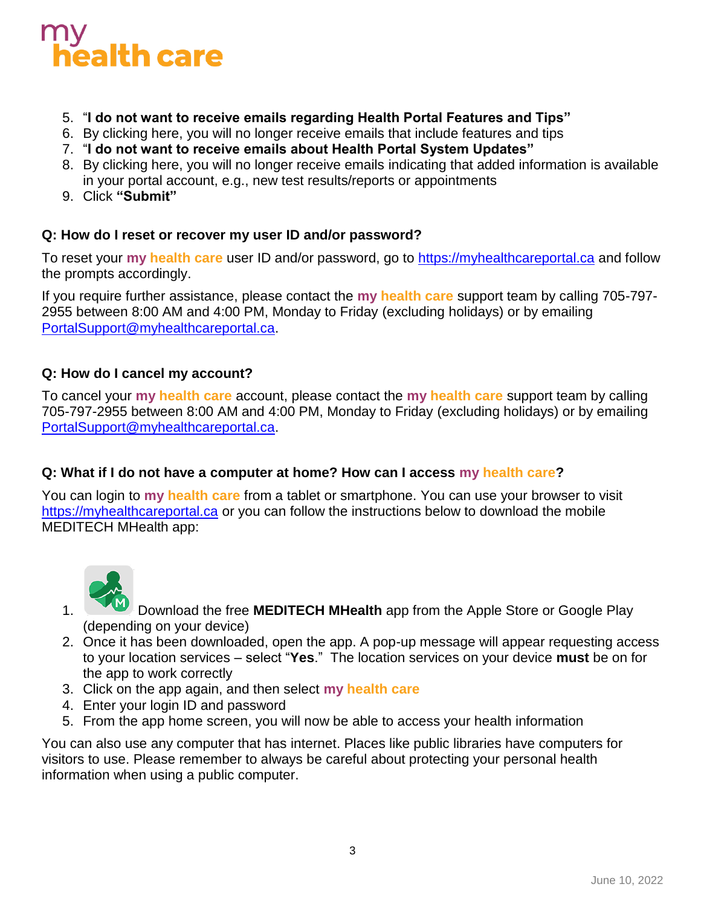5. "**I do not want to receive emails regarding Health Portal Features and Tips"**
6. By clicking here, you will no longer receive emails that include features and tips
7. "**I do not want to receive emails about Health Portal System Updates"**
8. By clicking here, you will no longer receive emails indicating that added information is available in your portal account, e.g., new test results/reports or appointments
9. Click **"Submit"**

### Q: How do I reset or recover my user ID and/or password?

To reset your **my health care** user ID and/or password, go to https://myhealthcareportal.ca and follow the prompts accordingly.

If you require further assistance, please contact the **my health care** support team by calling 705-797-2955 between 8:00 AM and 4:00 PM, Monday to Friday (excluding holidays) or by emailing PortalSupport@myhealthcareportal.ca.

### Q: How do I cancel my account?

To cancel your **my health care** account, please contact the **my health care** support team by calling 705-797-2955 between 8:00 AM and 4:00 PM, Monday to Friday (excluding holidays) or by emailing PortalSupport@myhealthcareportal.ca.

### Q: What if I do not have a computer at home? How can I access my health care?

You can login to **my health care** from a tablet or smartphone. You can use your browser to visit https://myhealthcareportal.ca or you can follow the instructions below to download the mobile MEDITECH MHealth app:

1. Download the free **MEDITECH MHealth** app from the Apple Store or Google Play (depending on your device)
2. Once it has been downloaded, open the app. A pop-up message will appear requesting access to your location services – select "**Yes**." The location services on your device **must** be on for the app to work correctly
3. Click on the app again, and then select **my health care**
4. Enter your login ID and password
5. From the app home screen, you will now be able to access your health information

You can also use any computer that has internet. Places like public libraries have computers for visitors to use. Please remember to always be careful about protecting your personal health information when using a public computer.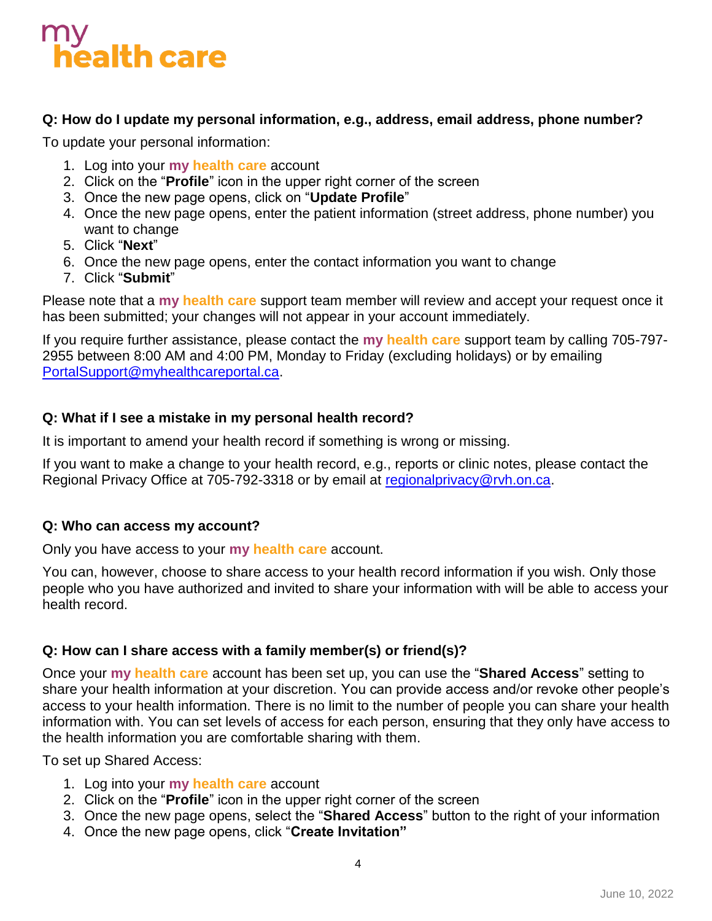**Q: How do I update my personal information, e.g., address, email address, phone number?**

To update your personal information:

1. Log into your **my health care** account
2. Click on the "**Profile**" icon in the upper right corner of the screen
3. Once the new page opens, click on "**Update Profile**"
4. Once the new page opens, enter the patient information (street address, phone number) you want to change
5. Click "**Next**"
6. Once the new page opens, enter the contact information you want to change
7. Click "**Submit**"

Please note that a **my health care** support team member will review and accept your request once it has been submitted; your changes will not appear in your account immediately.

If you require further assistance, please contact the **my health care** support team by calling 705-797-2955 between 8:00 AM and 4:00 PM, Monday to Friday (excluding holidays) or by emailing PortalSupport@myhealthcareportal.ca.

**Q: What if I see a mistake in my personal health record?**

It is important to amend your health record if something is wrong or missing.

If you want to make a change to your health record, e.g., reports or clinic notes, please contact the Regional Privacy Office at 705-792-3318 or by email at regionalprivacy@rvh.on.ca.

**Q: Who can access my account?**

Only you have access to your **my health care** account.

You can, however, choose to share access to your health record information if you wish. Only those people who you have authorized and invited to share your information with will be able to access your health record.

**Q: How can I share access with a family member(s) or friend(s)?**

Once your **my health care** account has been set up, you can use the "**Shared Access**" setting to share your health information at your discretion. You can provide access and/or revoke other people's access to your health information. There is no limit to the number of people you can share your health information with. You can set levels of access for each person, ensuring that they only have access to the health information you are comfortable sharing with them.

To set up Shared Access:

1. Log into your **my health care** account
2. Click on the "**Profile**" icon in the upper right corner of the screen
3. Once the new page opens, select the "**Shared Access**" button to the right of your information
4. Once the new page opens, click "**Create Invitation"**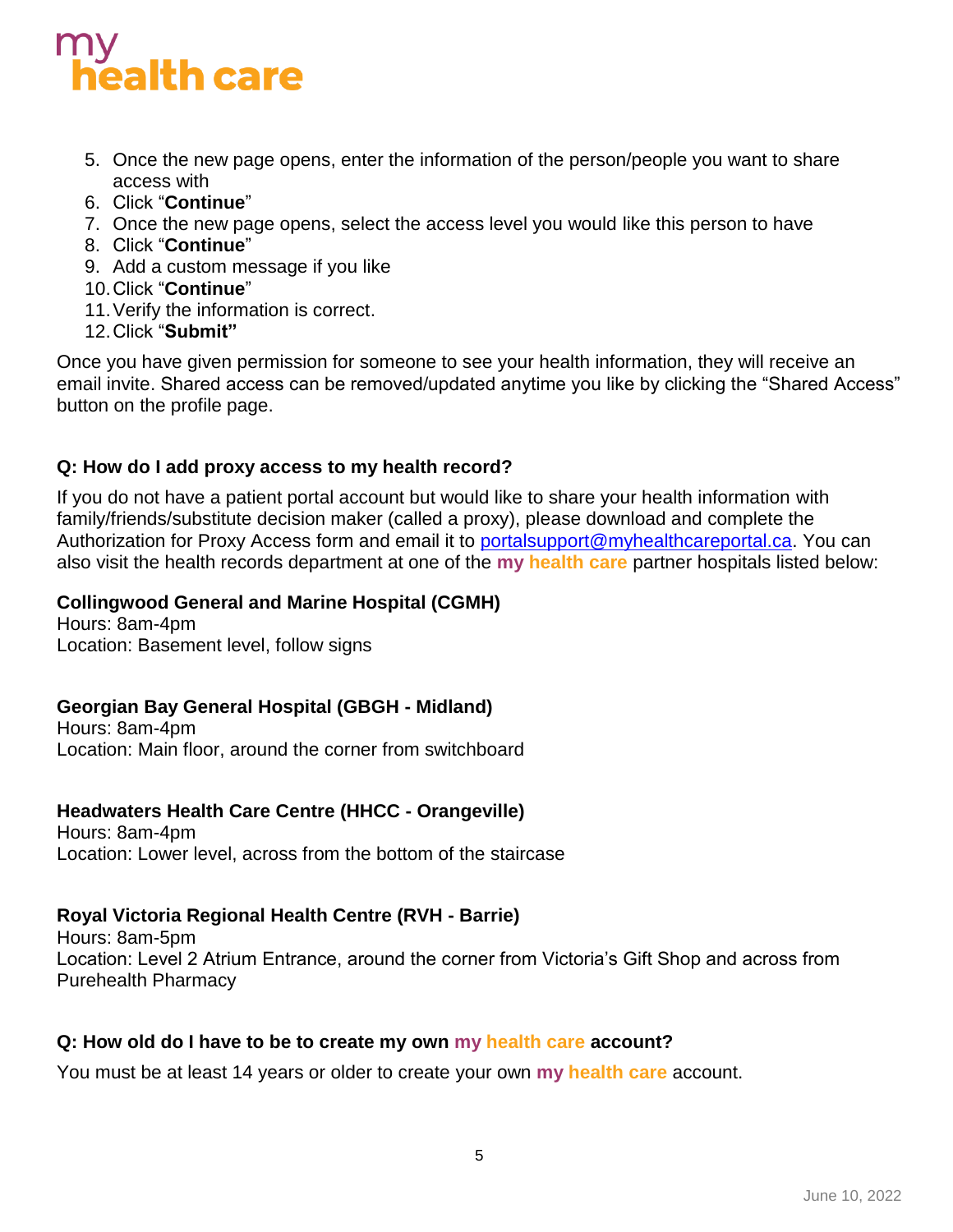5. Once the new page opens, enter the information of the person/people you want to share access with
6. Click "**Continue**"
7. Once the new page opens, select the access level you would like this person to have
8. Click "**Continue**"
9. Add a custom message if you like
10. Click "**Continue**"
11. Verify the information is correct.
12. Click "**Submit"**

Once you have given permission for someone to see your health information, they will receive an email invite. Shared access can be removed/updated anytime you like by clicking the "Shared Access" button on the profile page.

### Q: How do I add proxy access to my health record?

If you do not have a patient portal account but would like to share your health information with family/friends/substitute decision maker (called a proxy), please download and complete the Authorization for Proxy Access form and email it to portalsupport@myhealthcareportal.ca. You can also visit the health records department at one of the **my health care** partner hospitals listed below:

**Collingwood General and Marine Hospital (CGMH)**
Hours: 8am-4pm
Location: Basement level, follow signs

**Georgian Bay General Hospital (GBGH - Midland)**
Hours: 8am-4pm
Location: Main floor, around the corner from switchboard

**Headwaters Health Care Centre (HHCC - Orangeville)**
Hours: 8am-4pm
Location: Lower level, across from the bottom of the staircase

**Royal Victoria Regional Health Centre (RVH - Barrie)**
Hours: 8am-5pm
Location: Level 2 Atrium Entrance, around the corner from Victoria's Gift Shop and across from Purehealth Pharmacy

### Q: How old do I have to be to create my own my health care account?

You must be at least 14 years or older to create your own **my health care** account.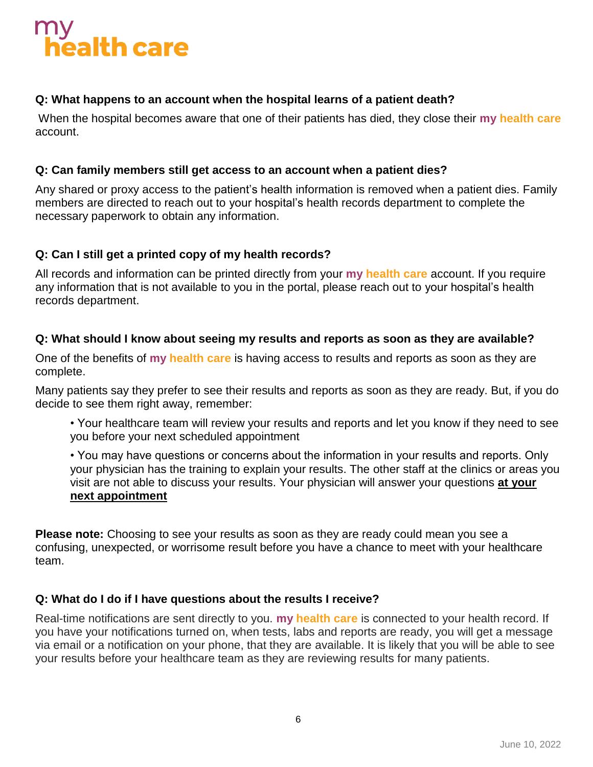# my health care

**Q: What happens to an account when the hospital learns of a patient death?**

When the hospital becomes aware that one of their patients has died, they close their **my health care** account.

**Q: Can family members still get access to an account when a patient dies?**

Any shared or proxy access to the patient's health information is removed when a patient dies. Family members are directed to reach out to your hospital's health records department to complete the necessary paperwork to obtain any information.

**Q: Can I still get a printed copy of my health records?**

All records and information can be printed directly from your **my health care** account. If you require any information that is not available to you in the portal, please reach out to your hospital's health records department.

**Q: What should I know about seeing my results and reports as soon as they are available?**

One of the benefits of **my health care** is having access to results and reports as soon as they are complete.

Many patients say they prefer to see their results and reports as soon as they are ready. But, if you do decide to see them right away, remember:

- Your healthcare team will review your results and reports and let you know if they need to see you before your next scheduled appointment
- You may have questions or concerns about the information in your results and reports. Only your physician has the training to explain your results. The other staff at the clinics or areas you visit are not able to discuss your results. Your physician will answer your questions **at your next appointment**

**Please note:** Choosing to see your results as soon as they are ready could mean you see a confusing, unexpected, or worrisome result before you have a chance to meet with your healthcare team.

**Q: What do I do if I have questions about the results I receive?**

Real-time notifications are sent directly to you. **my health care** is connected to your health record. If you have your notifications turned on, when tests, labs and reports are ready, you will get a message via email or a notification on your phone, that they are available. It is likely that you will be able to see your results before your healthcare team as they are reviewing results for many patients.

June 10, 2022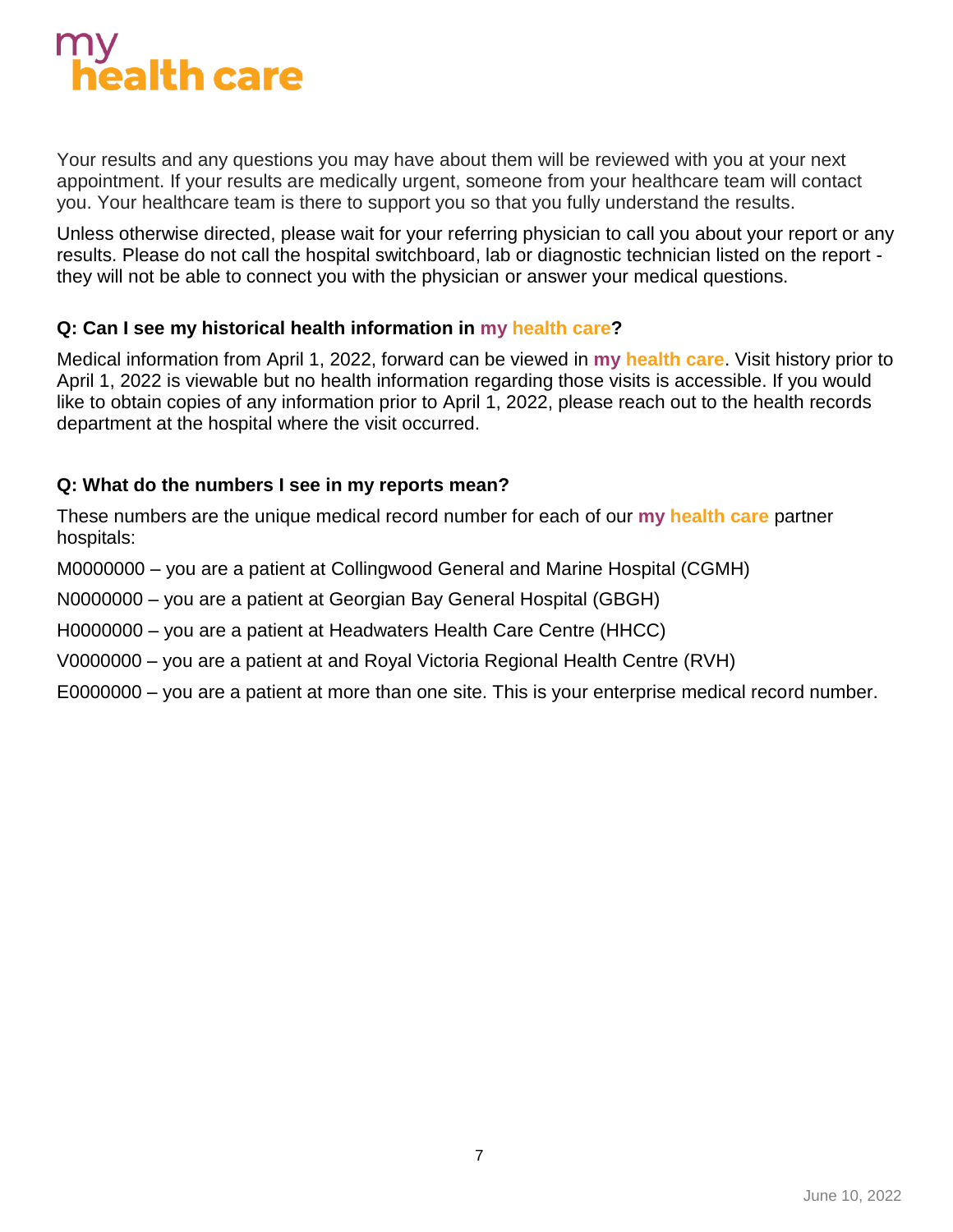Your results and any questions you may have about them will be reviewed with you at your next appointment. If your results are medically urgent, someone from your healthcare team will contact you. Your healthcare team is there to support you so that you fully understand the results.

Unless otherwise directed, please wait for your referring physician to call you about your report or any results. Please do not call the hospital switchboard, lab or diagnostic technician listed on the report - they will not be able to connect you with the physician or answer your medical questions.

**Q: Can I see my historical health information in my health care?**

Medical information from April 1, 2022, forward can be viewed in **my health care**. Visit history prior to April 1, 2022 is viewable but no health information regarding those visits is accessible. If you would like to obtain copies of any information prior to April 1, 2022, please reach out to the health records department at the hospital where the visit occurred.

**Q: What do the numbers I see in my reports mean?**

These numbers are the unique medical record number for each of our **my health care** partner hospitals:

M0000000 – you are a patient at Collingwood General and Marine Hospital (CGMH)

N0000000 – you are a patient at Georgian Bay General Hospital (GBGH)

H0000000 – you are a patient at Headwaters Health Care Centre (HHCC)

V0000000 – you are a patient at and Royal Victoria Regional Health Centre (RVH)

E0000000 – you are a patient at more than one site. This is your enterprise medical record number.